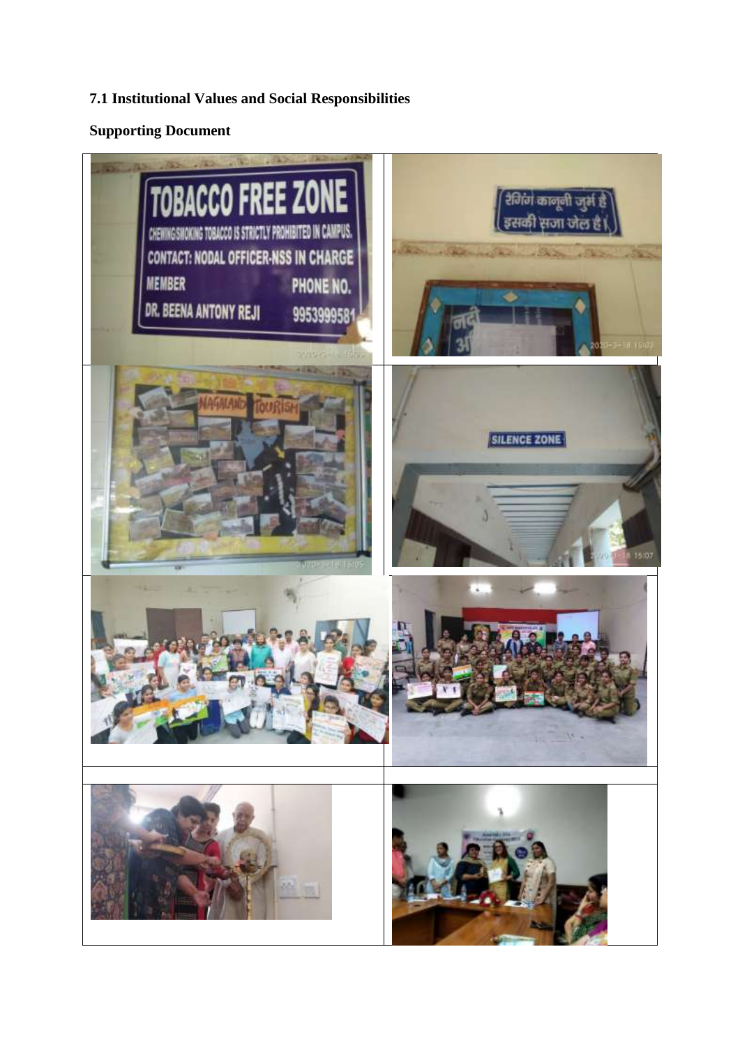**7.1 Institutional Values and Social Responsibilities**

**Supporting Document**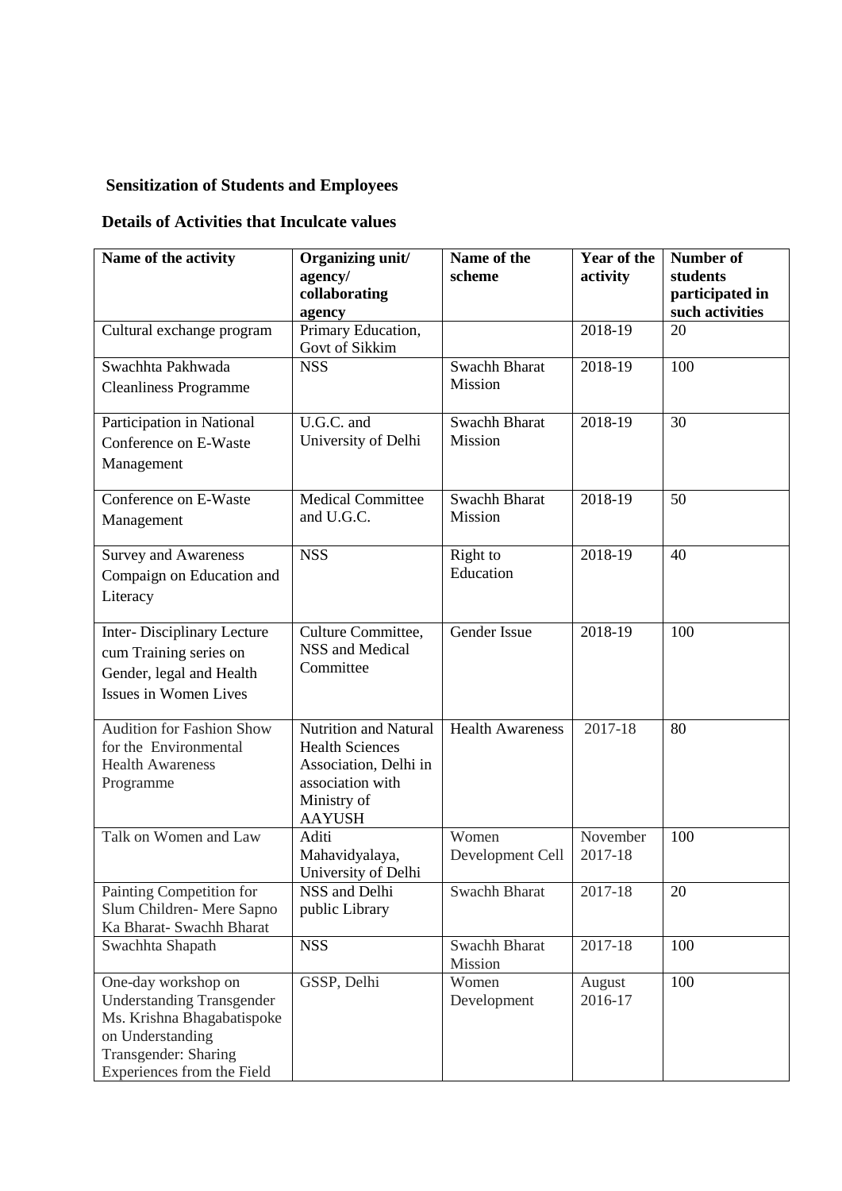**Sensitization of Students and Employees**

**Details of Activities that Inculcate values**

| Name of the activity | Organizing unit/ agency/ collaborating agency | Name of the scheme | Year of the activity | Number of students participated in such activities |
|---|---|---|---|---|
| Cultural exchange program | Primary Education, Govt of Sikkim | | 2018-19 | 20 |
| Swachhta Pakhwada Cleanliness Programme | NSS | Swachh Bharat Mission | 2018-19 | 100 |
| Participation in National Conference on E-Waste Management | U.G.C. and University of Delhi | Swachh Bharat Mission | 2018-19 | 30 |
| Conference on E-Waste Management | Medical Committee and U.G.C. | Swachh Bharat Mission | 2018-19 | 50 |
| Survey and Awareness Compaign on Education and Literacy | NSS | Right to Education | 2018-19 | 40 |
| Inter- Disciplinary Lecture cum Training series on Gender, legal and Health Issues in Women Lives | Culture Committee, NSS and Medical Committee | Gender Issue | 2018-19 | 100 |
| Audition for Fashion Show for the Environmental Health Awareness Programme | Nutrition and Natural Health Sciences Association, Delhi in association with Ministry of AAYUSH | Health Awareness | 2017-18 | 80 |
| Talk on Women and Law | Aditi Mahavidyalaya, University of Delhi | Women Development Cell | November 2017-18 | 100 |
| Painting Competition for Slum Children- Mere Sapno Ka Bharat- Swachh Bharat | NSS and Delhi public Library | Swachh Bharat | 2017-18 | 20 |
| Swachhta Shapath | NSS | Swachh Bharat Mission | 2017-18 | 100 |
| One-day workshop on Understanding Transgender Ms. Krishna Bhagabatispoke on Understanding Transgender: Sharing Experiences from the Field | GSSP, Delhi | Women Development | August 2016-17 | 100 |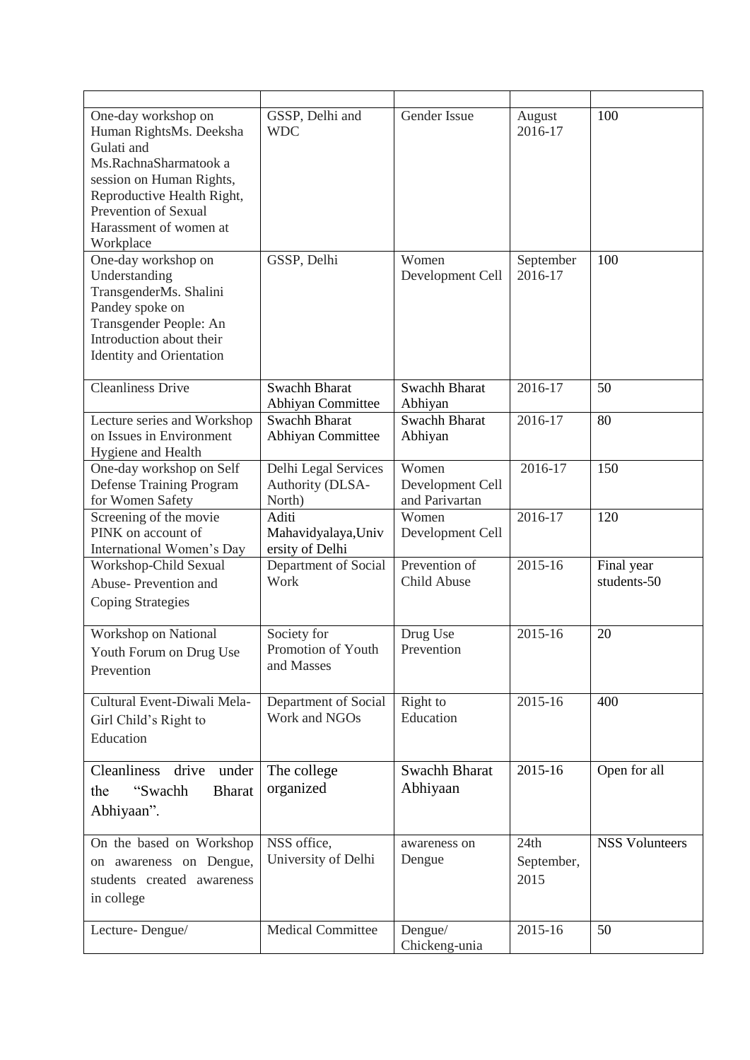| | | | | |
|---|---|---|---|---|
| One-day workshop on Human RightsMs. Deeksha Gulati and Ms.RachnaSharmatook a session on Human Rights, Reproductive Health Right, Prevention of Sexual Harassment of women at Workplace | GSSP, Delhi and WDC | Gender Issue | August 2016-17 | 100 |
| One-day workshop on Understanding TransgenderMs. Shalini Pandey spoke on Transgender People: An Introduction about their Identity and Orientation | GSSP, Delhi | Women Development Cell | September 2016-17 | 100 |
| Cleanliness Drive | Swachh Bharat Abhiyan Committee | Swachh Bharat Abhiyan | 2016-17 | 50 |
| Lecture series and Workshop on Issues in Environment Hygiene and Health | Swachh Bharat Abhiyan Committee | Swachh Bharat Abhiyan | 2016-17 | 80 |
| One-day workshop on Self Defense Training Program for Women Safety | Delhi Legal Services Authority (DLSA-North) | Women Development Cell and Parivartan | 2016-17 | 150 |
| Screening of the movie PINK on account of International Women's Day | Aditi Mahavidyalaya,University of Delhi | Women Development Cell | 2016-17 | 120 |
| Workshop-Child Sexual Abuse- Prevention and Coping Strategies | Department of Social Work | Prevention of Child Abuse | 2015-16 | Final year students-50 |
| Workshop on National Youth Forum on Drug Use Prevention | Society for Promotion of Youth and Masses | Drug Use Prevention | 2015-16 | 20 |
| Cultural Event-Diwali Mela-Girl Child's Right to Education | Department of Social Work and NGOs | Right to Education | 2015-16 | 400 |
| Cleanliness drive under the "Swachh Bharat Abhiyaan". | The college organized | Swachh Bharat Abhiyaan | 2015-16 | Open for all |
| On the based on Workshop on awareness on Dengue, students created awareness in college | NSS office, University of Delhi | awareness on Dengue | 24th September, 2015 | NSS Volunteers |
| Lecture- Dengue/ | Medical Committee | Dengue/ Chickeng-unia | 2015-16 | 50 |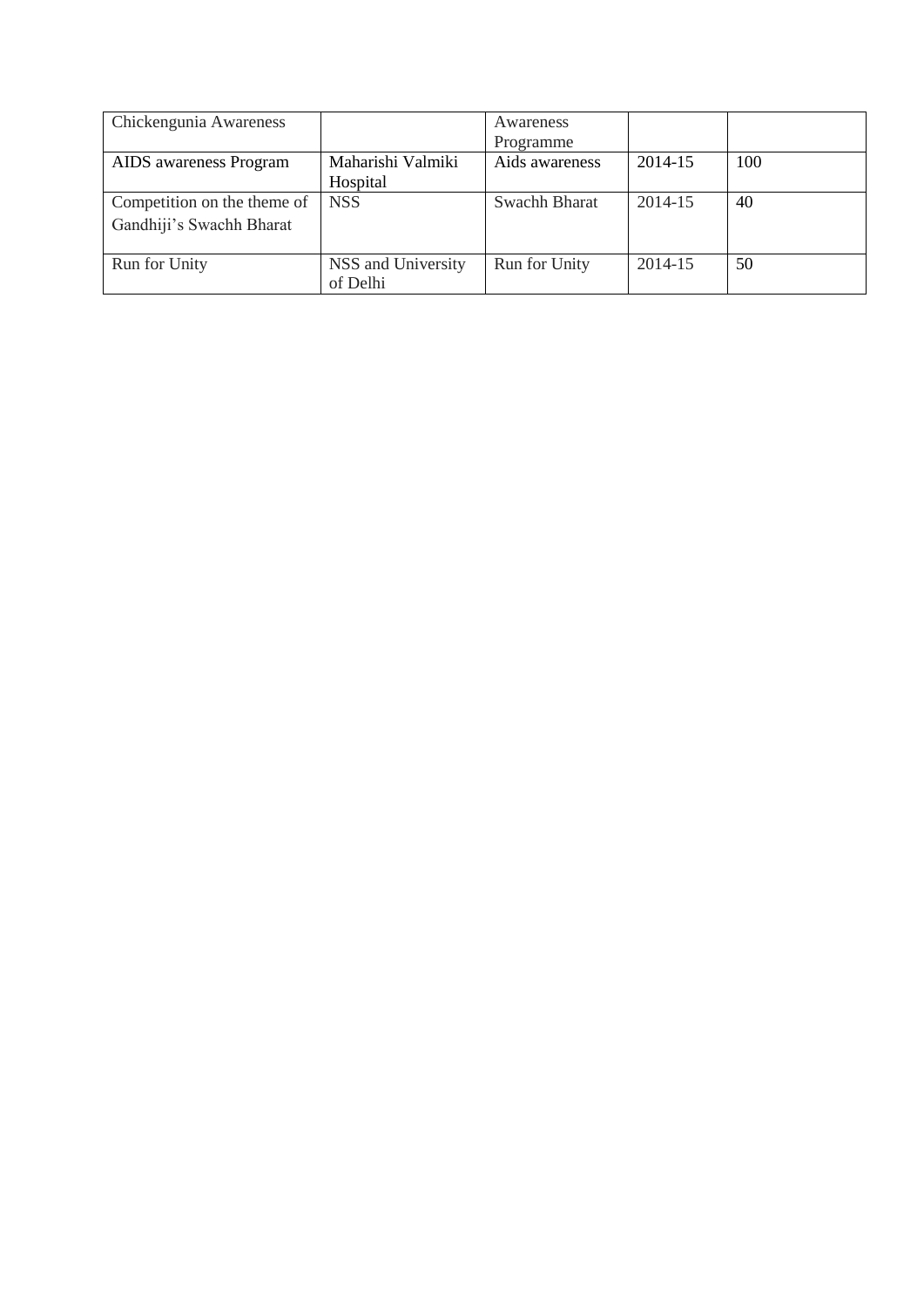| | | | | |
|---|---|---|---|---|
| Chickengunia Awareness | | Awareness Programme | | |
| AIDS awareness Program | Maharishi Valmiki Hospital | Aids awareness | 2014-15 | 100 |
| Competition on the theme of Gandhiji's Swachh Bharat | NSS | Swachh Bharat | 2014-15 | 40 |
| Run for Unity | NSS and University of Delhi | Run for Unity | 2014-15 | 50 |